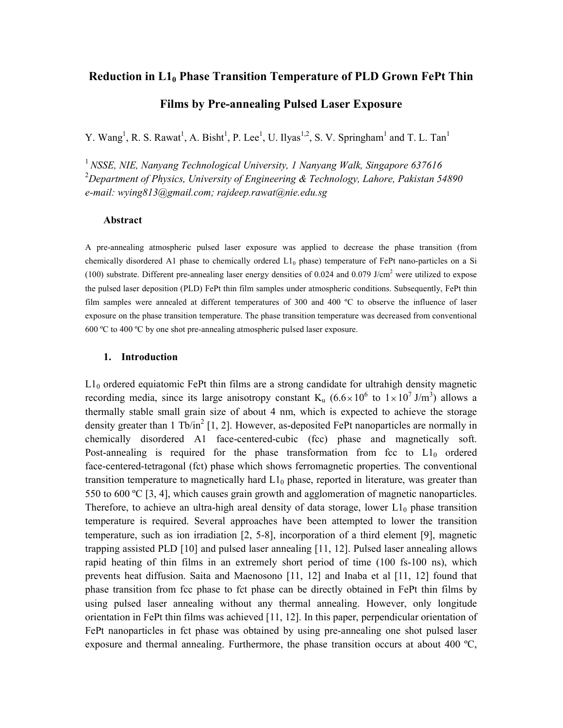# Reduction in $L1_0$ Phase Transition Temperature of PLD Grown FePt Thin Films by Pre-annealing Pulsed Laser Exposure

Y. Wang[1], R. S. Rawat[1], A. Bisht[1], P. Lee[1], U. Ilyas[1,2], S. V. Springham[1] and T. L. Tan[1]

[1] *NSSE, NIE, Nanyang Technological University, 1 Nanyang Walk, Singapore 637616*
[2] *Department of Physics, University of Engineering & Technology, Lahore, Pakistan 54890*
*e-mail: wying813@gmail.com; rajdeep.rawat@nie.edu.sg*

## Abstract

A pre-annealing atmospheric pulsed laser exposure was applied to decrease the phase transition (from chemically disordered A1 phase to chemically ordered $L1_0$ phase) temperature of FePt nano-particles on a Si (100) substrate. Different pre-annealing laser energy densities of 0.024 and 0.079 J/cm$^2$ were utilized to expose the pulsed laser deposition (PLD) FePt thin film samples under atmospheric conditions. Subsequently, FePt thin film samples were annealed at different temperatures of 300 and 400 ºC to observe the influence of laser exposure on the phase transition temperature. The phase transition temperature was decreased from conventional 600 ºC to 400 ºC by one shot pre-annealing atmospheric pulsed laser exposure.

## 1. Introduction

$L1_0$ ordered equiatomic FePt thin films are a strong candidate for ultrahigh density magnetic recording media, since its large anisotropy constant $K_u$ ($6.6\times10^6$ to $1\times10^7$ J/m$^3$) allows a thermally stable small grain size of about 4 nm, which is expected to achieve the storage density greater than 1 Tb/in$^2$ [1, 2]. However, as-deposited FePt nanoparticles are normally in chemically disordered A1 face-centered-cubic (fcc) phase and magnetically soft. Post-annealing is required for the phase transformation from fcc to $L1_0$ ordered face-centered-tetragonal (fct) phase which shows ferromagnetic properties. The conventional transition temperature to magnetically hard $L1_0$ phase, reported in literature, was greater than 550 to 600 ºC [3, 4], which causes grain growth and agglomeration of magnetic nanoparticles. Therefore, to achieve an ultra-high areal density of data storage, lower $L1_0$ phase transition temperature is required. Several approaches have been attempted to lower the transition temperature, such as ion irradiation [2, 5-8], incorporation of a third element [9], magnetic trapping assisted PLD [10] and pulsed laser annealing [11, 12]. Pulsed laser annealing allows rapid heating of thin films in an extremely short period of time (100 fs-100 ns), which prevents heat diffusion. Saita and Maenosono [11, 12] and Inaba et al [11, 12] found that phase transition from fcc phase to fct phase can be directly obtained in FePt thin films by using pulsed laser annealing without any thermal annealing. However, only longitude orientation in FePt thin films was achieved [11, 12]. In this paper, perpendicular orientation of FePt nanoparticles in fct phase was obtained by using pre-annealing one shot pulsed laser exposure and thermal annealing. Furthermore, the phase transition occurs at about 400 ºC,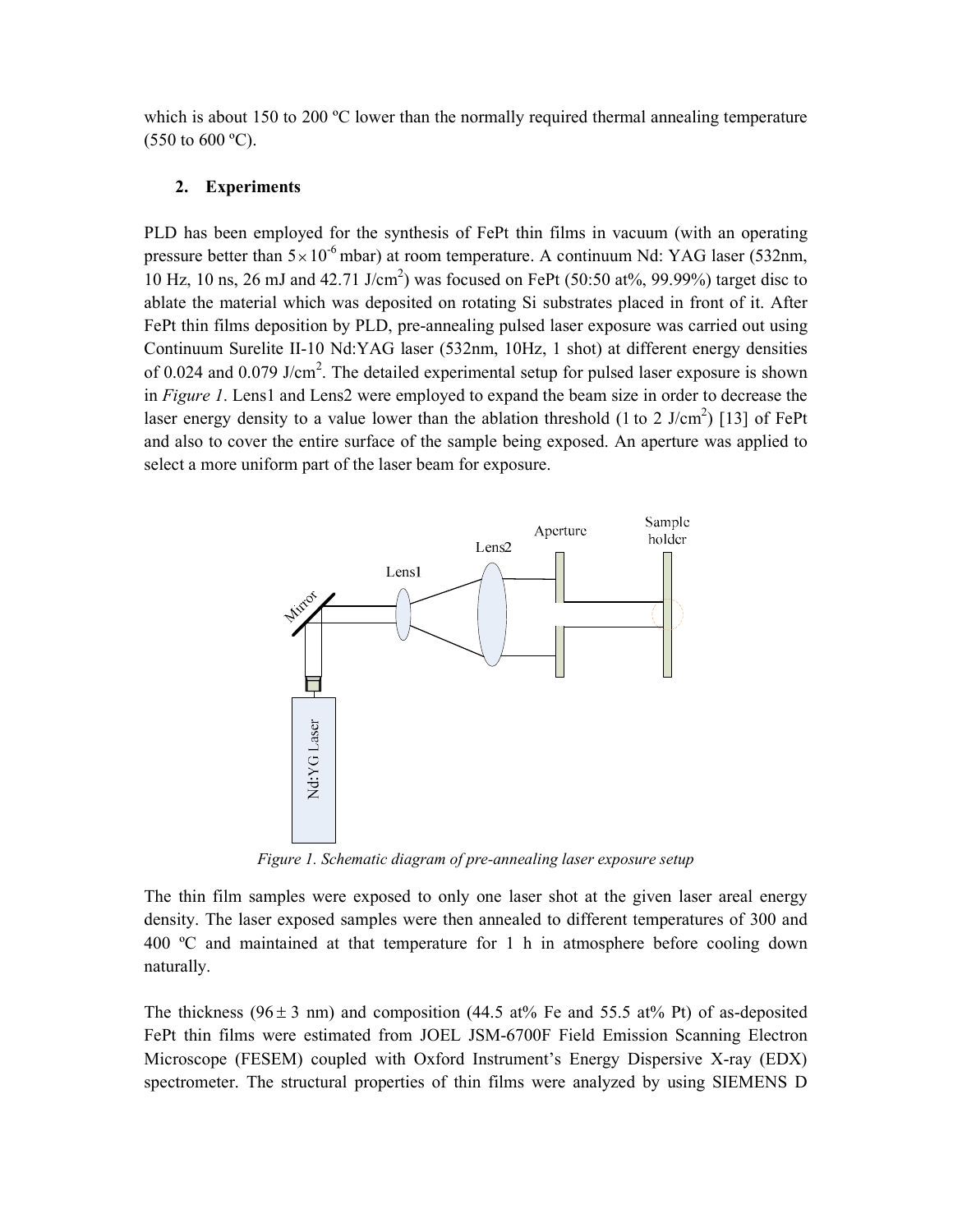which is about 150 to 200 ºC lower than the normally required thermal annealing temperature (550 to 600 ºC).

## 2. Experiments

PLD has been employed for the synthesis of FePt thin films in vacuum (with an operating pressure better than $5\times10^{-6}$ mbar) at room temperature. A continuum Nd: YAG laser (532nm, 10 Hz, 10 ns, 26 mJ and 42.71 J/cm$^2$) was focused on FePt (50:50 at%, 99.99%) target disc to ablate the material which was deposited on rotating Si substrates placed in front of it. After FePt thin films deposition by PLD, pre-annealing pulsed laser exposure was carried out using Continuum Surelite II-10 Nd:YAG laser (532nm, 10Hz, 1 shot) at different energy densities of 0.024 and 0.079 J/cm$^2$. The detailed experimental setup for pulsed laser exposure is shown in *Figure 1*. Lens1 and Lens2 were employed to expand the beam size in order to decrease the laser energy density to a value lower than the ablation threshold (1 to 2 J/cm$^2$) [13] of FePt and also to cover the entire surface of the sample being exposed. An aperture was applied to select a more uniform part of the laser beam for exposure.

*Figure 1. Schematic diagram of pre-annealing laser exposure setup*

The thin film samples were exposed to only one laser shot at the given laser areal energy density. The laser exposed samples were then annealed to different temperatures of 300 and 400 ºC and maintained at that temperature for 1 h in atmosphere before cooling down naturally.

The thickness ($96\pm3$ nm) and composition (44.5 at% Fe and 55.5 at% Pt) of as-deposited FePt thin films were estimated from JOEL JSM-6700F Field Emission Scanning Electron Microscope (FESEM) coupled with Oxford Instrument's Energy Dispersive X-ray (EDX) spectrometer. The structural properties of thin films were analyzed by using SIEMENS D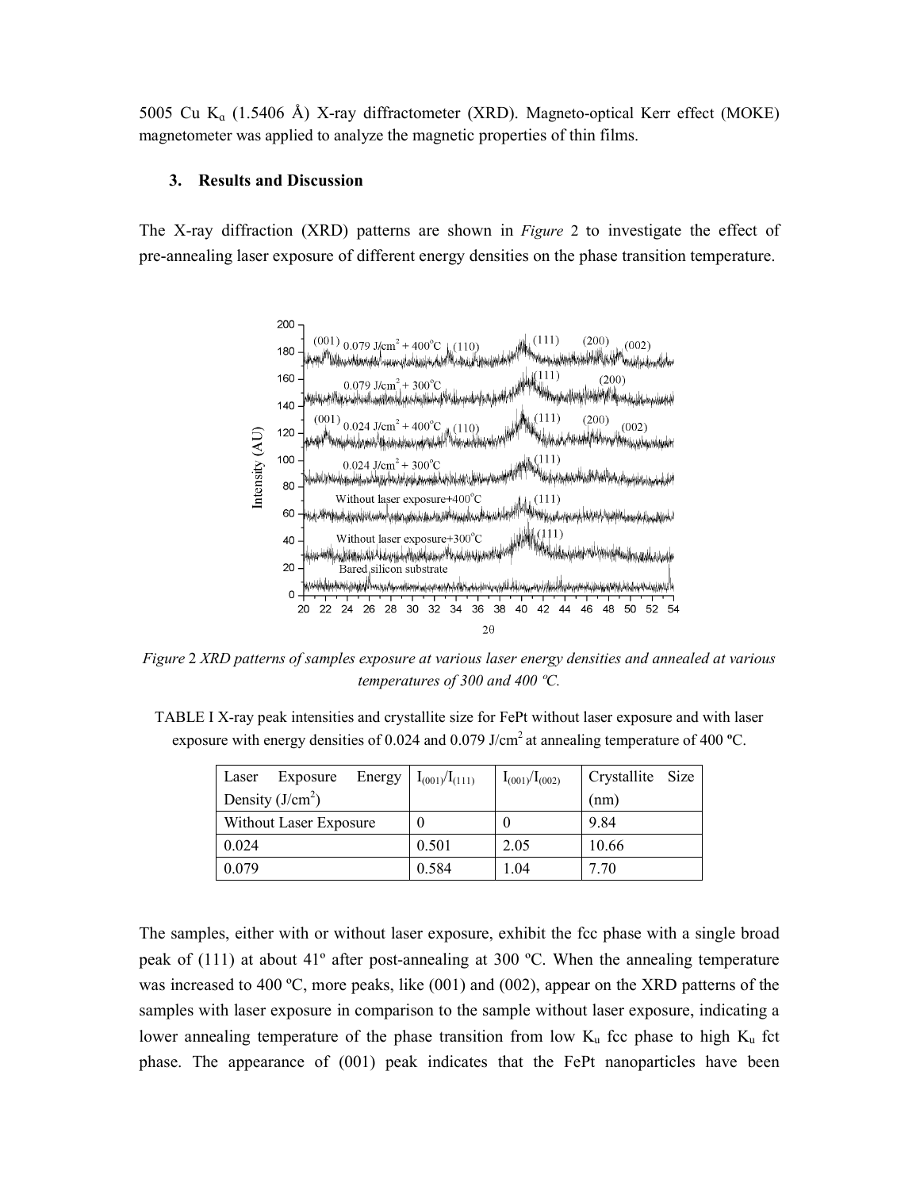5005 Cu $K_\alpha$ (1.5406 Å) X-ray diffractometer (XRD). Magneto-optical Kerr effect (MOKE) magnetometer was applied to analyze the magnetic properties of thin films.

### 3. Results and Discussion

The X-ray diffraction (XRD) patterns are shown in *Figure* 2 to investigate the effect of pre-annealing laser exposure of different energy densities on the phase transition temperature.

*Figure* 2 *XRD patterns of samples exposure at various laser energy densities and annealed at various temperatures of 300 and 400 ºC.*

TABLE I X-ray peak intensities and crystallite size for FePt without laser exposure and with laser exposure with energy densities of 0.024 and 0.079 J/cm$^2$ at annealing temperature of 400 ºC.

| Laser Exposure Energy Density (J/cm$^2$) | $I_{(001)}/I_{(111)}$ | $I_{(001)}/I_{(002)}$ | Crystallite Size (nm) |
|---|---|---|---|
| Without Laser Exposure | 0 | 0 | 9.84 |
| 0.024 | 0.501 | 2.05 | 10.66 |
| 0.079 | 0.584 | 1.04 | 7.70 |

The samples, either with or without laser exposure, exhibit the fcc phase with a single broad peak of (111) at about 41º after post-annealing at 300 ºC. When the annealing temperature was increased to 400 ºC, more peaks, like (001) and (002), appear on the XRD patterns of the samples with laser exposure in comparison to the sample without laser exposure, indicating a lower annealing temperature of the phase transition from low $K_u$ fcc phase to high $K_u$ fct phase. The appearance of (001) peak indicates that the FePt nanoparticles have been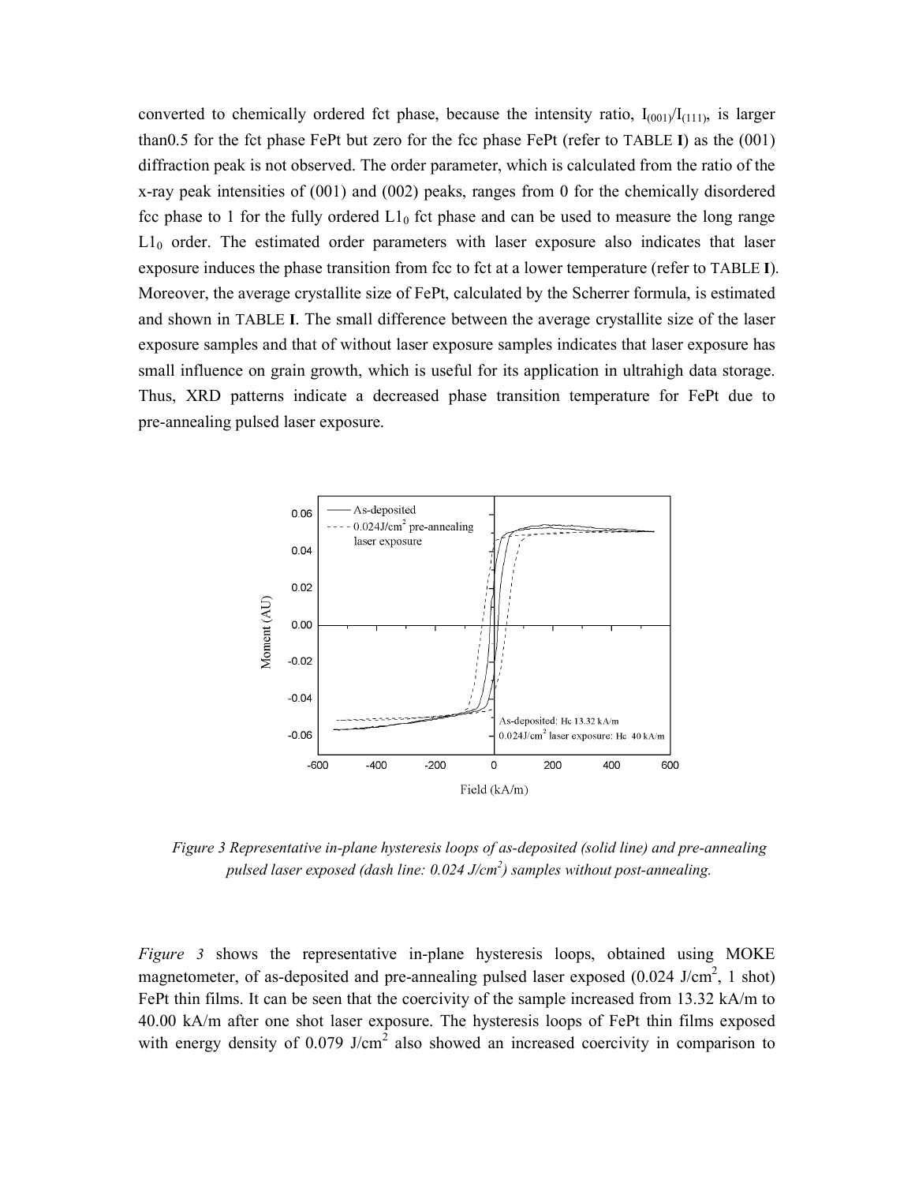converted to chemically ordered fct phase, because the intensity ratio, $I_{(001)}/I_{(111)}$, is larger than0.5 for the fct phase FePt but zero for the fcc phase FePt (refer to TABLE **I**) as the (001) diffraction peak is not observed. The order parameter, which is calculated from the ratio of the x-ray peak intensities of (001) and (002) peaks, ranges from 0 for the chemically disordered fcc phase to 1 for the fully ordered $L1_0$ fct phase and can be used to measure the long range $L1_0$ order. The estimated order parameters with laser exposure also indicates that laser exposure induces the phase transition from fcc to fct at a lower temperature (refer to TABLE **I**). Moreover, the average crystallite size of FePt, calculated by the Scherrer formula, is estimated and shown in TABLE **I**. The small difference between the average crystallite size of the laser exposure samples and that of without laser exposure samples indicates that laser exposure has small influence on grain growth, which is useful for its application in ultrahigh data storage. Thus, XRD patterns indicate a decreased phase transition temperature for FePt due to pre-annealing pulsed laser exposure.

*Figure 3 Representative in-plane hysteresis loops of as-deposited (solid line) and pre-annealing pulsed laser exposed (dash line: 0.024 J/cm$^2$) samples without post-annealing.*

*Figure 3* shows the representative in-plane hysteresis loops, obtained using MOKE magnetometer, of as-deposited and pre-annealing pulsed laser exposed (0.024 J/cm$^2$, 1 shot) FePt thin films. It can be seen that the coercivity of the sample increased from 13.32 kA/m to 40.00 kA/m after one shot laser exposure. The hysteresis loops of FePt thin films exposed with energy density of 0.079 J/cm$^2$ also showed an increased coercivity in comparison to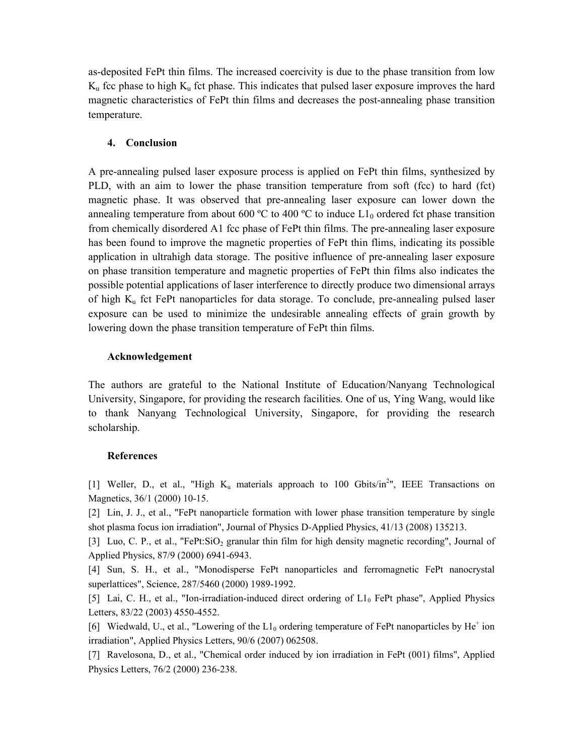as-deposited FePt thin films. The increased coercivity is due to the phase transition from low $K_u$ fcc phase to high $K_u$ fct phase. This indicates that pulsed laser exposure improves the hard magnetic characteristics of FePt thin films and decreases the post-annealing phase transition temperature.

## 4. Conclusion

A pre-annealing pulsed laser exposure process is applied on FePt thin films, synthesized by PLD, with an aim to lower the phase transition temperature from soft (fcc) to hard (fct) magnetic phase. It was observed that pre-annealing laser exposure can lower down the annealing temperature from about 600 ºC to 400 ºC to induce $L1_0$ ordered fct phase transition from chemically disordered A1 fcc phase of FePt thin films. The pre-annealing laser exposure has been found to improve the magnetic properties of FePt thin flims, indicating its possible application in ultrahigh data storage. The positive influence of pre-annealing laser exposure on phase transition temperature and magnetic properties of FePt thin films also indicates the possible potential applications of laser interference to directly produce two dimensional arrays of high $K_u$ fct FePt nanoparticles for data storage. To conclude, pre-annealing pulsed laser exposure can be used to minimize the undesirable annealing effects of grain growth by lowering down the phase transition temperature of FePt thin films.

## Acknowledgement

The authors are grateful to the National Institute of Education/Nanyang Technological University, Singapore, for providing the research facilities. One of us, Ying Wang, would like to thank Nanyang Technological University, Singapore, for providing the research scholarship.

## References

[1] Weller, D., et al., "High $K_u$ materials approach to 100 Gbits/in$^2$", IEEE Transactions on Magnetics, 36/1 (2000) 10-15.

[2] Lin, J. J., et al., "FePt nanoparticle formation with lower phase transition temperature by single shot plasma focus ion irradiation", Journal of Physics D-Applied Physics, 41/13 (2008) 135213.

[3] Luo, C. P., et al., "FePt:$SiO_2$ granular thin film for high density magnetic recording", Journal of Applied Physics, 87/9 (2000) 6941-6943.

[4] Sun, S. H., et al., "Monodisperse FePt nanoparticles and ferromagnetic FePt nanocrystal superlattices", Science, 287/5460 (2000) 1989-1992.

[5] Lai, C. H., et al., "Ion-irradiation-induced direct ordering of $L1_0$ FePt phase", Applied Physics Letters, 83/22 (2003) 4550-4552.

[6] Wiedwald, U., et al., "Lowering of the $L1_0$ ordering temperature of FePt nanoparticles by $He^+$ ion irradiation", Applied Physics Letters, 90/6 (2007) 062508.

[7] Ravelosona, D., et al., "Chemical order induced by ion irradiation in FePt (001) films", Applied Physics Letters, 76/2 (2000) 236-238.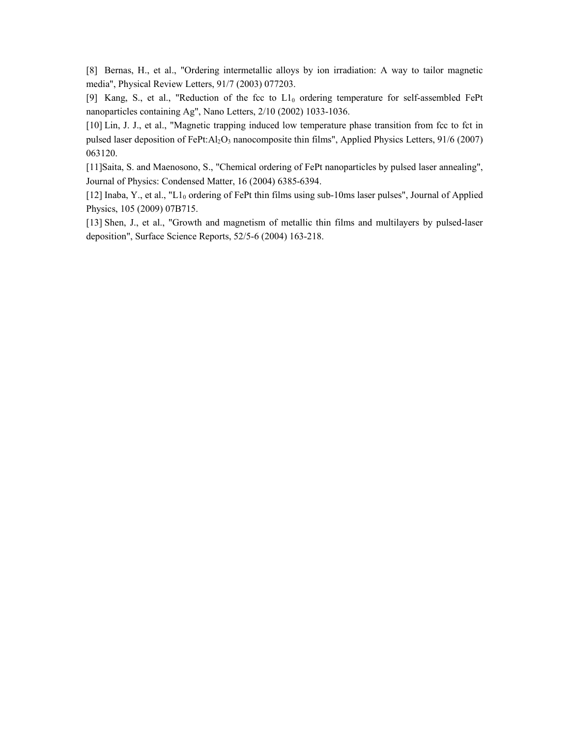[8] Bernas, H., et al., "Ordering intermetallic alloys by ion irradiation: A way to tailor magnetic media", Physical Review Letters, 91/7 (2003) 077203.

[9] Kang, S., et al., "Reduction of the fcc to $L1_0$ ordering temperature for self-assembled FePt nanoparticles containing Ag", Nano Letters, 2/10 (2002) 1033-1036.

[10] Lin, J. J., et al., "Magnetic trapping induced low temperature phase transition from fcc to fct in pulsed laser deposition of FePt:$Al_2O_3$ nanocomposite thin films", Applied Physics Letters, 91/6 (2007) 063120.

[11]Saita, S. and Maenosono, S., "Chemical ordering of FePt nanoparticles by pulsed laser annealing", Journal of Physics: Condensed Matter, 16 (2004) 6385-6394.

[12] Inaba, Y., et al., "$L1_0$ ordering of FePt thin films using sub-10ms laser pulses", Journal of Applied Physics, 105 (2009) 07B715.

[13] Shen, J., et al., "Growth and magnetism of metallic thin films and multilayers by pulsed-laser deposition", Surface Science Reports, 52/5-6 (2004) 163-218.